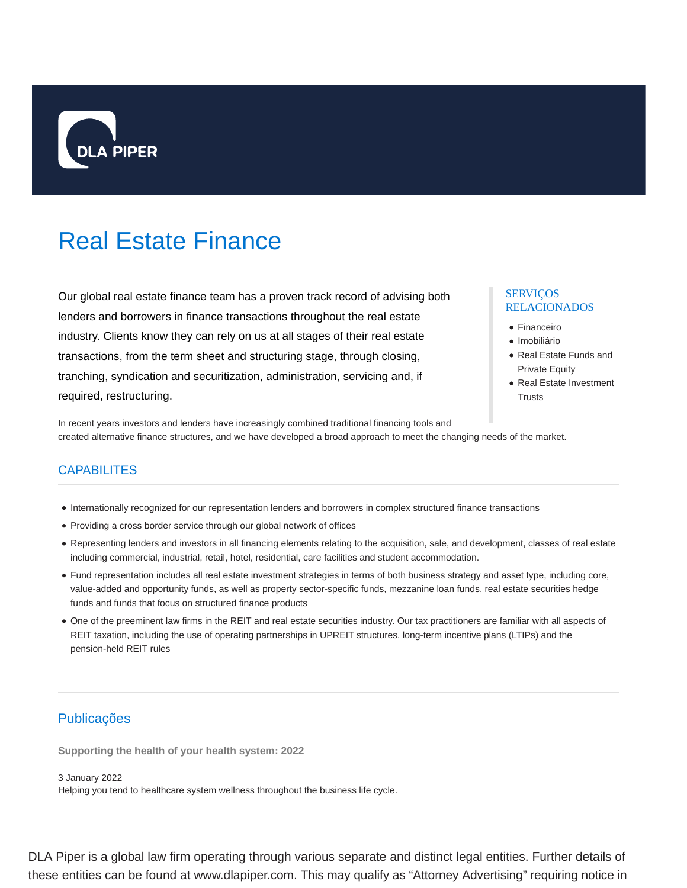DLA PIPER

# Real Estate Finance

Our global real estate finance team has a proven track record of advising both lenders and borrowers in finance transactions throughout the real estate industry. Clients know they can rely on us at all stages of their real estate transactions, from the term sheet and structuring stage, through closing, tranching, syndication and securitization, administration, servicing and, if required, restructuring.

### SERVIÇOS RELACIONADOS

- Financeiro
- Imobiliário
- Real Estate Funds and Private Equity
- Real Estate Investment Trusts

In recent years investors and lenders have increasingly combined traditional financing tools and created alternative finance structures, and we have developed a broad approach to meet the changing needs of the market.

## CAPABILITES

- Internationally recognized for our representation lenders and borrowers in complex structured finance transactions
- Providing a cross border service through our global network of offices
- Representing lenders and investors in all financing elements relating to the acquisition, sale, and development, classes of real estate including commercial, industrial, retail, hotel, residential, care facilities and student accommodation.
- Fund representation includes all real estate investment strategies in terms of both business strategy and asset type, including core, value-added and opportunity funds, as well as property sector-specific funds, mezzanine loan funds, real estate securities hedge funds and funds that focus on structured finance products
- One of the preeminent law firms in the REIT and real estate securities industry. Our tax practitioners are familiar with all aspects of REIT taxation, including the use of operating partnerships in UPREIT structures, long-term incentive plans (LTIPs) and the pension-held REIT rules

## Publicações

**Supporting the health of your health system: 2022**

3 January 2022
Helping you tend to healthcare system wellness throughout the business life cycle.

DLA Piper is a global law firm operating through various separate and distinct legal entities. Further details of these entities can be found at www.dlapiper.com. This may qualify as “Attorney Advertising” requiring notice in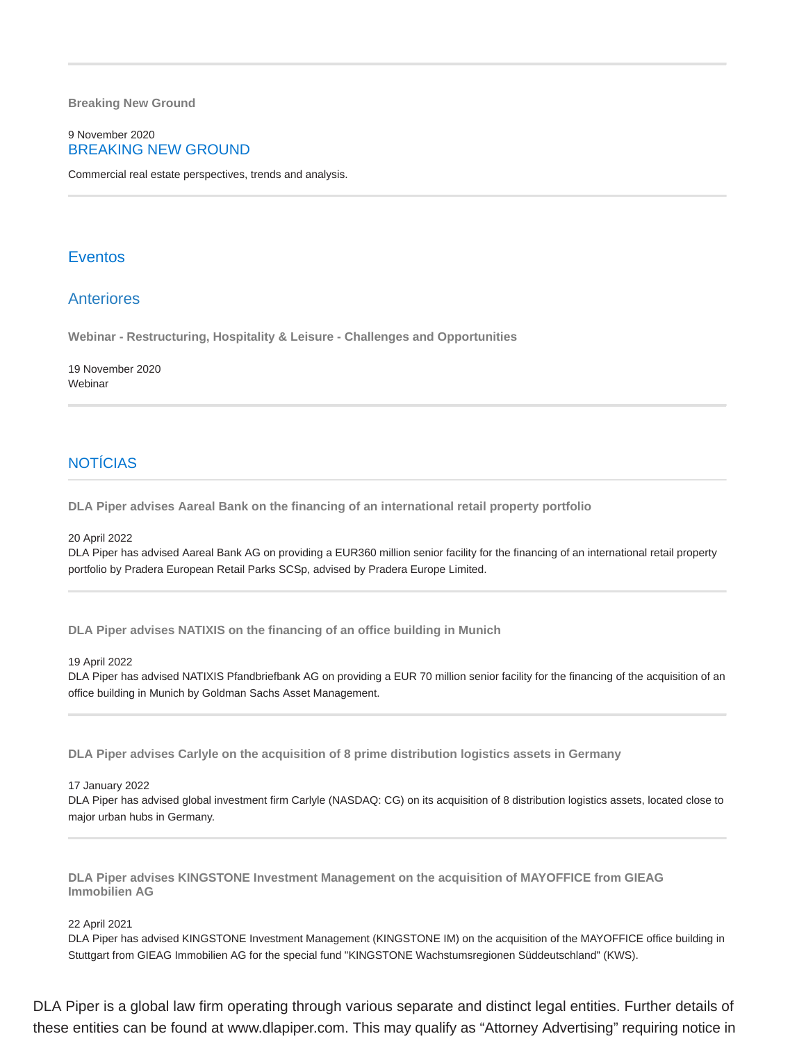**Breaking New Ground**

9 November 2020

BREAKING NEW GROUND

Commercial real estate perspectives, trends and analysis.

## Eventos

### Anteriores

**Webinar - Restructuring, Hospitality & Leisure - Challenges and Opportunities**

19 November 2020

Webinar

## NOTÍCIAS

**DLA Piper advises Aareal Bank on the financing of an international retail property portfolio**

20 April 2022

DLA Piper has advised Aareal Bank AG on providing a EUR360 million senior facility for the financing of an international retail property portfolio by Pradera European Retail Parks SCSp, advised by Pradera Europe Limited.

**DLA Piper advises NATIXIS on the financing of an office building in Munich**

19 April 2022

DLA Piper has advised NATIXIS Pfandbriefbank AG on providing a EUR 70 million senior facility for the financing of the acquisition of an office building in Munich by Goldman Sachs Asset Management.

**DLA Piper advises Carlyle on the acquisition of 8 prime distribution logistics assets in Germany**

17 January 2022

DLA Piper has advised global investment firm Carlyle (NASDAQ: CG) on its acquisition of 8 distribution logistics assets, located close to major urban hubs in Germany.

**DLA Piper advises KINGSTONE Investment Management on the acquisition of MAYOFFICE from GIEAG Immobilien AG**

22 April 2021

DLA Piper has advised KINGSTONE Investment Management (KINGSTONE IM) on the acquisition of the MAYOFFICE office building in Stuttgart from GIEAG Immobilien AG for the special fund "KINGSTONE Wachstumsregionen Süddeutschland" (KWS).

DLA Piper is a global law firm operating through various separate and distinct legal entities. Further details of these entities can be found at www.dlapiper.com. This may qualify as “Attorney Advertising” requiring notice in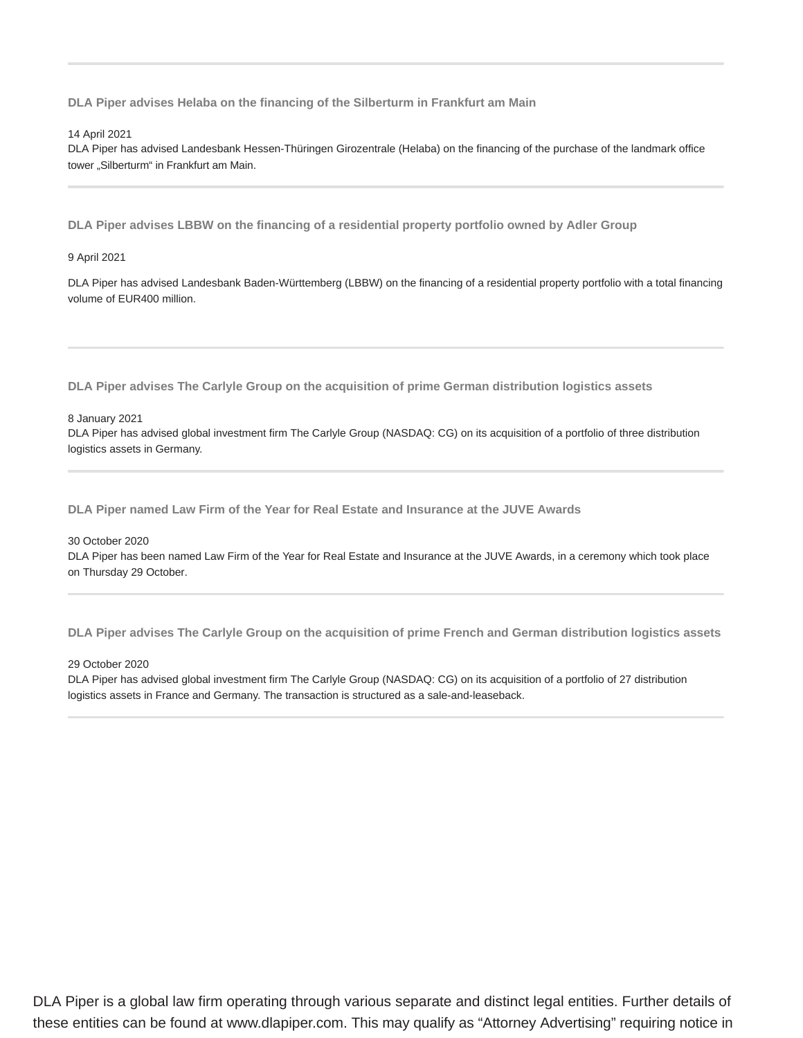### DLA Piper advises Helaba on the financing of the Silberturm in Frankfurt am Main

14 April 2021

DLA Piper has advised Landesbank Hessen-Thüringen Girozentrale (Helaba) on the financing of the purchase of the landmark office tower „Silberturm" in Frankfurt am Main.

---

### DLA Piper advises LBBW on the financing of a residential property portfolio owned by Adler Group

9 April 2021

DLA Piper has advised Landesbank Baden-Württemberg (LBBW) on the financing of a residential property portfolio with a total financing volume of EUR400 million.

---

### DLA Piper advises The Carlyle Group on the acquisition of prime German distribution logistics assets

8 January 2021

DLA Piper has advised global investment firm The Carlyle Group (NASDAQ: CG) on its acquisition of a portfolio of three distribution logistics assets in Germany.

---

### DLA Piper named Law Firm of the Year for Real Estate and Insurance at the JUVE Awards

30 October 2020

DLA Piper has been named Law Firm of the Year for Real Estate and Insurance at the JUVE Awards, in a ceremony which took place on Thursday 29 October.

---

### DLA Piper advises The Carlyle Group on the acquisition of prime French and German distribution logistics assets

29 October 2020

DLA Piper has advised global investment firm The Carlyle Group (NASDAQ: CG) on its acquisition of a portfolio of 27 distribution logistics assets in France and Germany. The transaction is structured as a sale-and-leaseback.

---

DLA Piper is a global law firm operating through various separate and distinct legal entities. Further details of these entities can be found at www.dlapiper.com. This may qualify as “Attorney Advertising” requiring notice in